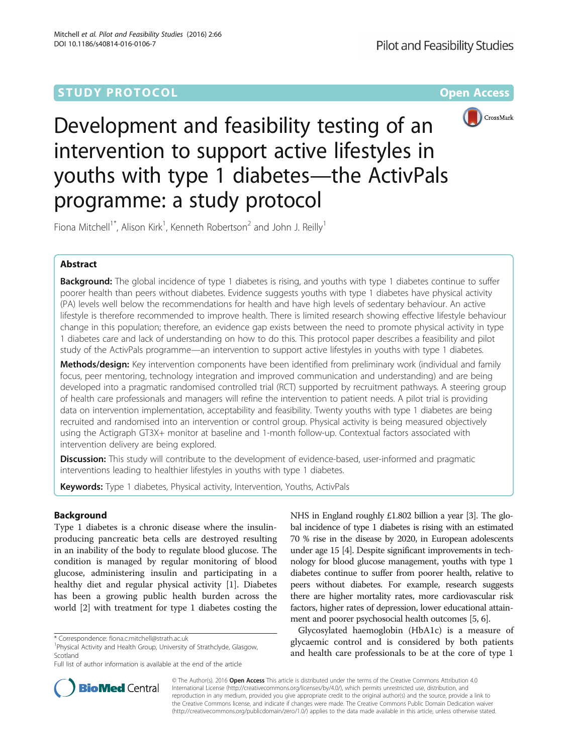STUDY PROTOCOL Open Access

# Development and feasibility testing of an intervention to support active lifestyles in youths with type 1 diabetes—the ActivPals programme: a study protocol

Fiona Mitchell[1*], Alison Kirk[1], Kenneth Robertson[2] and John J. Reilly[1]

## Abstract

**Background:** The global incidence of type 1 diabetes is rising, and youths with type 1 diabetes continue to suffer poorer health than peers without diabetes. Evidence suggests youths with type 1 diabetes have physical activity (PA) levels well below the recommendations for health and have high levels of sedentary behaviour. An active lifestyle is therefore recommended to improve health. There is limited research showing effective lifestyle behaviour change in this population; therefore, an evidence gap exists between the need to promote physical activity in type 1 diabetes care and lack of understanding on how to do this. This protocol paper describes a feasibility and pilot study of the ActivPals programme—an intervention to support active lifestyles in youths with type 1 diabetes.

**Methods/design:** Key intervention components have been identified from preliminary work (individual and family focus, peer mentoring, technology integration and improved communication and understanding) and are being developed into a pragmatic randomised controlled trial (RCT) supported by recruitment pathways. A steering group of health care professionals and managers will refine the intervention to patient needs. A pilot trial is providing data on intervention implementation, acceptability and feasibility. Twenty youths with type 1 diabetes are being recruited and randomised into an intervention or control group. Physical activity is being measured objectively using the Actigraph GT3X+ monitor at baseline and 1-month follow-up. Contextual factors associated with intervention delivery are being explored.

**Discussion:** This study will contribute to the development of evidence-based, user-informed and pragmatic interventions leading to healthier lifestyles in youths with type 1 diabetes.

**Keywords:** Type 1 diabetes, Physical activity, Intervention, Youths, ActivPals

## Background

Type 1 diabetes is a chronic disease where the insulin-producing pancreatic beta cells are destroyed resulting in an inability of the body to regulate blood glucose. The condition is managed by regular monitoring of blood glucose, administering insulin and participating in a healthy diet and regular physical activity [1]. Diabetes has been a growing public health burden across the world [2] with treatment for type 1 diabetes costing the NHS in England roughly £1.802 billion a year [3]. The global incidence of type 1 diabetes is rising with an estimated 70 % rise in the disease by 2020, in European adolescents under age 15 [4]. Despite significant improvements in technology for blood glucose management, youths with type 1 diabetes continue to suffer from poorer health, relative to peers without diabetes. For example, research suggests there are higher mortality rates, more cardiovascular risk factors, higher rates of depression, lower educational attainment and poorer psychosocial health outcomes [5, 6].

Glycosylated haemoglobin (HbA1c) is a measure of glycaemic control and is considered by both patients and health care professionals to be at the core of type 1

\* Correspondence: fiona.c.mitchell@strath.ac.uk
[1]Physical Activity and Health Group, University of Strathclyde, Glasgow, Scotland
Full list of author information is available at the end of the article

© The Author(s). 2016 **Open Access** This article is distributed under the terms of the Creative Commons Attribution 4.0 International License (http://creativecommons.org/licenses/by/4.0/), which permits unrestricted use, distribution, and reproduction in any medium, provided you give appropriate credit to the original author(s) and the source, provide a link to the Creative Commons license, and indicate if changes were made. The Creative Commons Public Domain Dedication waiver (http://creativecommons.org/publicdomain/zero/1.0/) applies to the data made available in this article, unless otherwise stated.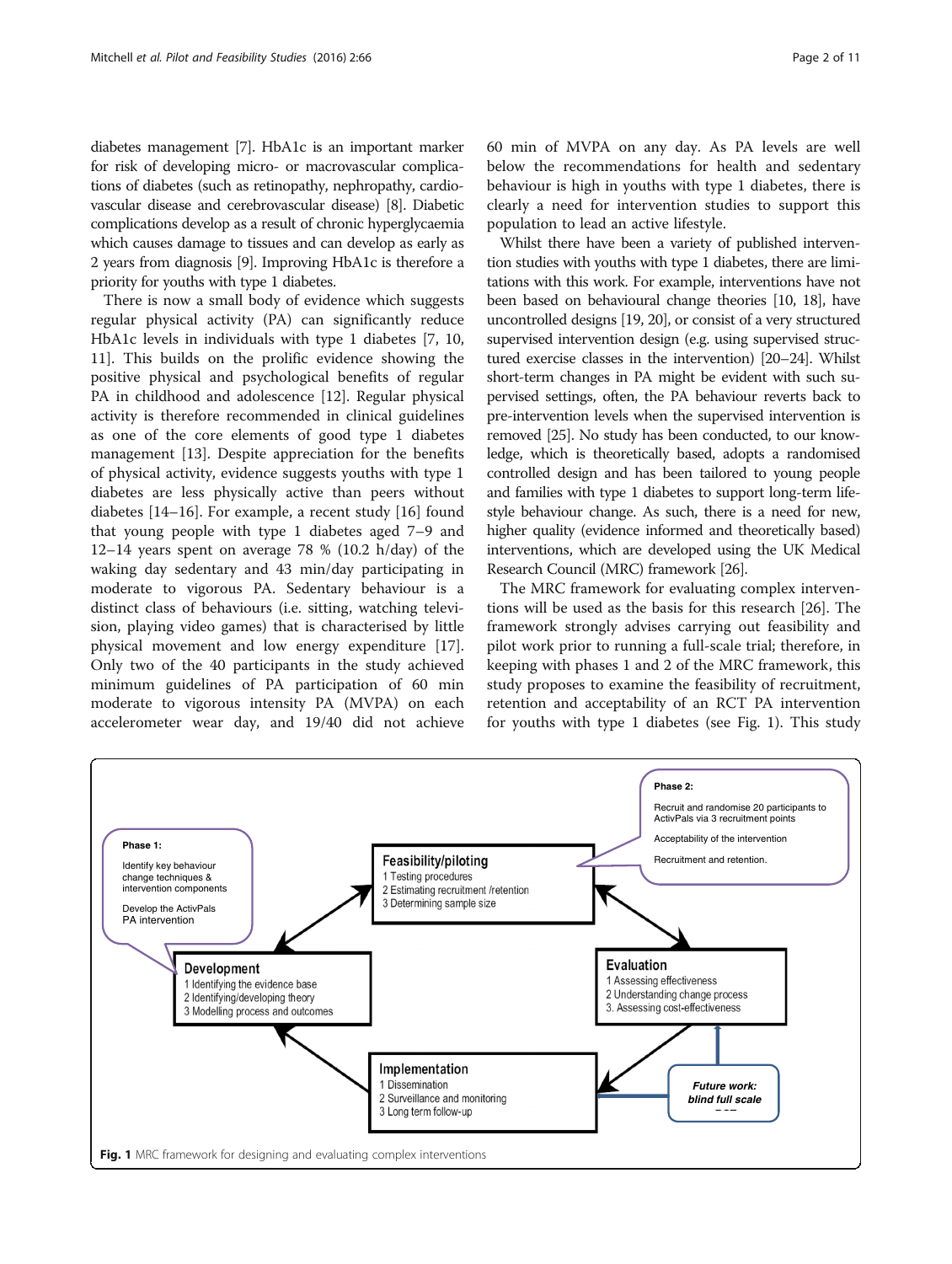diabetes management [7]. HbA1c is an important marker for risk of developing micro- or macrovascular complications of diabetes (such as retinopathy, nephropathy, cardiovascular disease and cerebrovascular disease) [8]. Diabetic complications develop as a result of chronic hyperglycaemia which causes damage to tissues and can develop as early as 2 years from diagnosis [9]. Improving HbA1c is therefore a priority for youths with type 1 diabetes.

There is now a small body of evidence which suggests regular physical activity (PA) can significantly reduce HbA1c levels in individuals with type 1 diabetes [7, 10, 11]. This builds on the prolific evidence showing the positive physical and psychological benefits of regular PA in childhood and adolescence [12]. Regular physical activity is therefore recommended in clinical guidelines as one of the core elements of good type 1 diabetes management [13]. Despite appreciation for the benefits of physical activity, evidence suggests youths with type 1 diabetes are less physically active than peers without diabetes [14–16]. For example, a recent study [16] found that young people with type 1 diabetes aged 7–9 and 12–14 years spent on average 78 % (10.2 h/day) of the waking day sedentary and 43 min/day participating in moderate to vigorous PA. Sedentary behaviour is a distinct class of behaviours (i.e. sitting, watching television, playing video games) that is characterised by little physical movement and low energy expenditure [17]. Only two of the 40 participants in the study achieved minimum guidelines of PA participation of 60 min moderate to vigorous intensity PA (MVPA) on each accelerometer wear day, and 19/40 did not achieve 60 min of MVPA on any day. As PA levels are well below the recommendations for health and sedentary behaviour is high in youths with type 1 diabetes, there is clearly a need for intervention studies to support this population to lead an active lifestyle.

Whilst there have been a variety of published intervention studies with youths with type 1 diabetes, there are limitations with this work. For example, interventions have not been based on behavioural change theories [10, 18], have uncontrolled designs [19, 20], or consist of a very structured supervised intervention design (e.g. using supervised structured exercise classes in the intervention) [20–24]. Whilst short-term changes in PA might be evident with such supervised settings, often, the PA behaviour reverts back to pre-intervention levels when the supervised intervention is removed [25]. No study has been conducted, to our knowledge, which is theoretically based, adopts a randomised controlled design and has been tailored to young people and families with type 1 diabetes to support long-term lifestyle behaviour change. As such, there is a need for new, higher quality (evidence informed and theoretically based) interventions, which are developed using the UK Medical Research Council (MRC) framework [26].

The MRC framework for evaluating complex interventions will be used as the basis for this research [26]. The framework strongly advises carrying out feasibility and pilot work prior to running a full-scale trial; therefore, in keeping with phases 1 and 2 of the MRC framework, this study proposes to examine the feasibility of recruitment, retention and acceptability of an RCT PA intervention for youths with type 1 diabetes (see Fig. 1). This study

**Phase 1:**
Identify key behaviour change techniques & intervention components
Develop the ActivPals PA intervention

**Phase 2:**
Recruit and randomise 20 participants to ActivPals via 3 recruitment points
Acceptability of the intervention
Recruitment and retention.

**Feasibility/piloting**
1 Testing procedures
2 Estimating recruitment /retention
3 Determining sample size

**Development**
1 Identifying the evidence base
2 Identifying/developing theory
3 Modelling process and outcomes

**Evaluation**
1 Assessing effectiveness
2 Understanding change process
3. Assessing cost-effectiveness

**Implementation**
1 Dissemination
2 Surveillance and monitoring
3 Long term follow-up

***Future work: blind full scale***

**Fig. 1** MRC framework for designing and evaluating complex interventions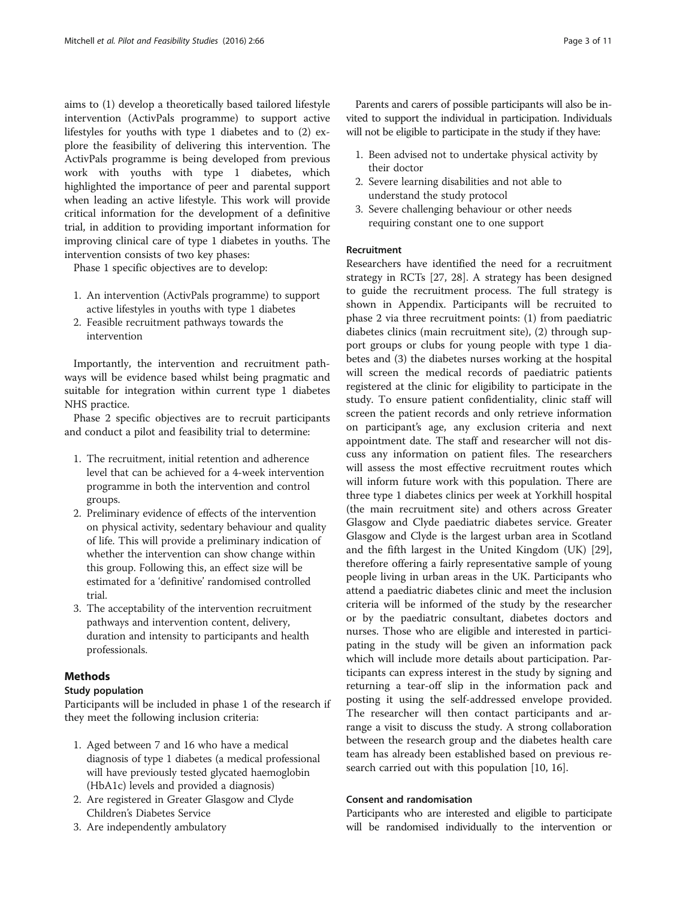aims to (1) develop a theoretically based tailored lifestyle intervention (ActivPals programme) to support active lifestyles for youths with type 1 diabetes and to (2) explore the feasibility of delivering this intervention. The ActivPals programme is being developed from previous work with youths with type 1 diabetes, which highlighted the importance of peer and parental support when leading an active lifestyle. This work will provide critical information for the development of a definitive trial, in addition to providing important information for improving clinical care of type 1 diabetes in youths. The intervention consists of two key phases:

Phase 1 specific objectives are to develop:

1. An intervention (ActivPals programme) to support active lifestyles in youths with type 1 diabetes
2. Feasible recruitment pathways towards the intervention

Importantly, the intervention and recruitment pathways will be evidence based whilst being pragmatic and suitable for integration within current type 1 diabetes NHS practice.

Phase 2 specific objectives are to recruit participants and conduct a pilot and feasibility trial to determine:

1. The recruitment, initial retention and adherence level that can be achieved for a 4-week intervention programme in both the intervention and control groups.
2. Preliminary evidence of effects of the intervention on physical activity, sedentary behaviour and quality of life. This will provide a preliminary indication of whether the intervention can show change within this group. Following this, an effect size will be estimated for a 'definitive' randomised controlled trial.
3. The acceptability of the intervention recruitment pathways and intervention content, delivery, duration and intensity to participants and health professionals.

## Methods

### Study population

Participants will be included in phase 1 of the research if they meet the following inclusion criteria:

1. Aged between 7 and 16 who have a medical diagnosis of type 1 diabetes (a medical professional will have previously tested glycated haemoglobin (HbA1c) levels and provided a diagnosis)
2. Are registered in Greater Glasgow and Clyde Children's Diabetes Service
3. Are independently ambulatory

Parents and carers of possible participants will also be invited to support the individual in participation. Individuals will not be eligible to participate in the study if they have:

1. Been advised not to undertake physical activity by their doctor
2. Severe learning disabilities and not able to understand the study protocol
3. Severe challenging behaviour or other needs requiring constant one to one support

### Recruitment

Researchers have identified the need for a recruitment strategy in RCTs [27, 28]. A strategy has been designed to guide the recruitment process. The full strategy is shown in Appendix. Participants will be recruited to phase 2 via three recruitment points: (1) from paediatric diabetes clinics (main recruitment site), (2) through support groups or clubs for young people with type 1 diabetes and (3) the diabetes nurses working at the hospital will screen the medical records of paediatric patients registered at the clinic for eligibility to participate in the study. To ensure patient confidentiality, clinic staff will screen the patient records and only retrieve information on participant's age, any exclusion criteria and next appointment date. The staff and researcher will not discuss any information on patient files. The researchers will assess the most effective recruitment routes which will inform future work with this population. There are three type 1 diabetes clinics per week at Yorkhill hospital (the main recruitment site) and others across Greater Glasgow and Clyde paediatric diabetes service. Greater Glasgow and Clyde is the largest urban area in Scotland and the fifth largest in the United Kingdom (UK) [29], therefore offering a fairly representative sample of young people living in urban areas in the UK. Participants who attend a paediatric diabetes clinic and meet the inclusion criteria will be informed of the study by the researcher or by the paediatric consultant, diabetes doctors and nurses. Those who are eligible and interested in participating in the study will be given an information pack which will include more details about participation. Participants can express interest in the study by signing and returning a tear-off slip in the information pack and posting it using the self-addressed envelope provided. The researcher will then contact participants and arrange a visit to discuss the study. A strong collaboration between the research group and the diabetes health care team has already been established based on previous research carried out with this population [10, 16].

### Consent and randomisation

Participants who are interested and eligible to participate will be randomised individually to the intervention or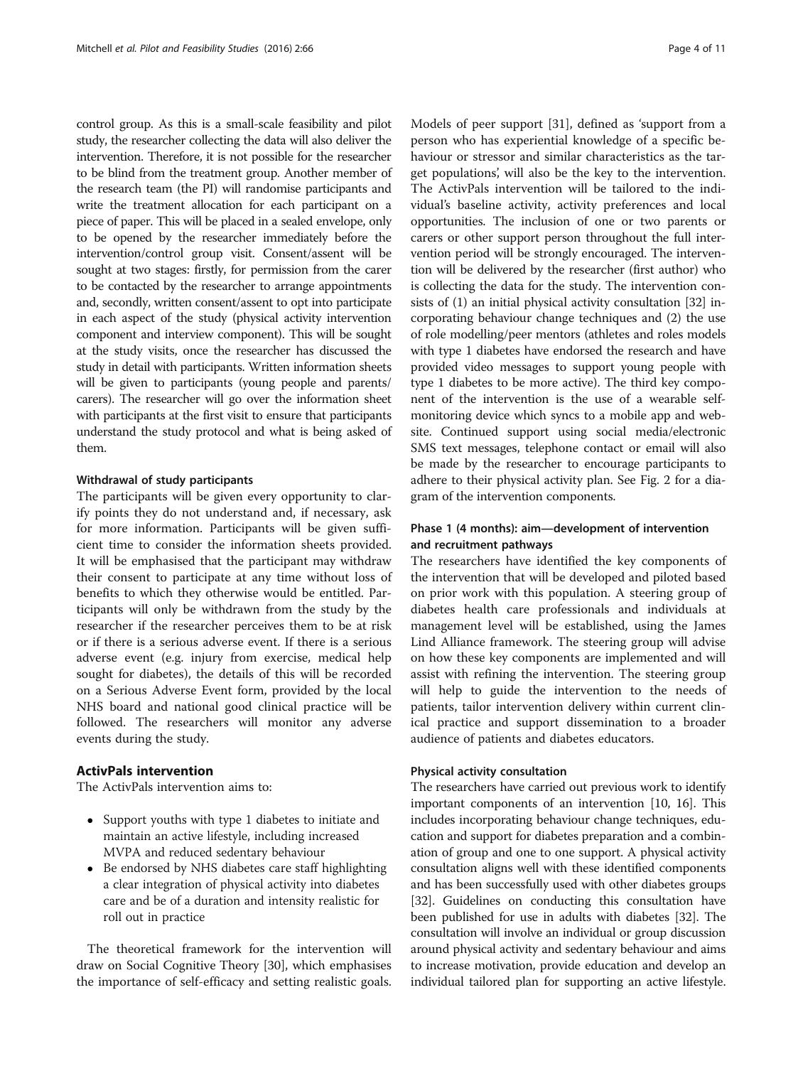control group. As this is a small-scale feasibility and pilot study, the researcher collecting the data will also deliver the intervention. Therefore, it is not possible for the researcher to be blind from the treatment group. Another member of the research team (the PI) will randomise participants and write the treatment allocation for each participant on a piece of paper. This will be placed in a sealed envelope, only to be opened by the researcher immediately before the intervention/control group visit. Consent/assent will be sought at two stages: firstly, for permission from the carer to be contacted by the researcher to arrange appointments and, secondly, written consent/assent to opt into participate in each aspect of the study (physical activity intervention component and interview component). This will be sought at the study visits, once the researcher has discussed the study in detail with participants. Written information sheets will be given to participants (young people and parents/carers). The researcher will go over the information sheet with participants at the first visit to ensure that participants understand the study protocol and what is being asked of them.

#### Withdrawal of study participants

The participants will be given every opportunity to clarify points they do not understand and, if necessary, ask for more information. Participants will be given sufficient time to consider the information sheets provided. It will be emphasised that the participant may withdraw their consent to participate at any time without loss of benefits to which they otherwise would be entitled. Participants will only be withdrawn from the study by the researcher if the researcher perceives them to be at risk or if there is a serious adverse event. If there is a serious adverse event (e.g. injury from exercise, medical help sought for diabetes), the details of this will be recorded on a Serious Adverse Event form, provided by the local NHS board and national good clinical practice will be followed. The researchers will monitor any adverse events during the study.

## ActivPals intervention

The ActivPals intervention aims to:

- Support youths with type 1 diabetes to initiate and maintain an active lifestyle, including increased MVPA and reduced sedentary behaviour
- Be endorsed by NHS diabetes care staff highlighting a clear integration of physical activity into diabetes care and be of a duration and intensity realistic for roll out in practice

The theoretical framework for the intervention will draw on Social Cognitive Theory [30], which emphasises the importance of self-efficacy and setting realistic goals. Models of peer support [31], defined as 'support from a person who has experiential knowledge of a specific behaviour or stressor and similar characteristics as the target populations', will also be the key to the intervention. The ActivPals intervention will be tailored to the individual's baseline activity, activity preferences and local opportunities. The inclusion of one or two parents or carers or other support person throughout the full intervention period will be strongly encouraged. The intervention will be delivered by the researcher (first author) who is collecting the data for the study. The intervention consists of (1) an initial physical activity consultation [32] incorporating behaviour change techniques and (2) the use of role modelling/peer mentors (athletes and roles models with type 1 diabetes have endorsed the research and have provided video messages to support young people with type 1 diabetes to be more active). The third key component of the intervention is the use of a wearable self-monitoring device which syncs to a mobile app and website. Continued support using social media/electronic SMS text messages, telephone contact or email will also be made by the researcher to encourage participants to adhere to their physical activity plan. See Fig. 2 for a diagram of the intervention components.

### Phase 1 (4 months): aim—development of intervention and recruitment pathways

The researchers have identified the key components of the intervention that will be developed and piloted based on prior work with this population. A steering group of diabetes health care professionals and individuals at management level will be established, using the James Lind Alliance framework. The steering group will advise on how these key components are implemented and will assist with refining the intervention. The steering group will help to guide the intervention to the needs of patients, tailor intervention delivery within current clinical practice and support dissemination to a broader audience of patients and diabetes educators.

#### Physical activity consultation

The researchers have carried out previous work to identify important components of an intervention [10, 16]. This includes incorporating behaviour change techniques, education and support for diabetes preparation and a combination of group and one to one support. A physical activity consultation aligns well with these identified components and has been successfully used with other diabetes groups [32]. Guidelines on conducting this consultation have been published for use in adults with diabetes [32]. The consultation will involve an individual or group discussion around physical activity and sedentary behaviour and aims to increase motivation, provide education and develop an individual tailored plan for supporting an active lifestyle.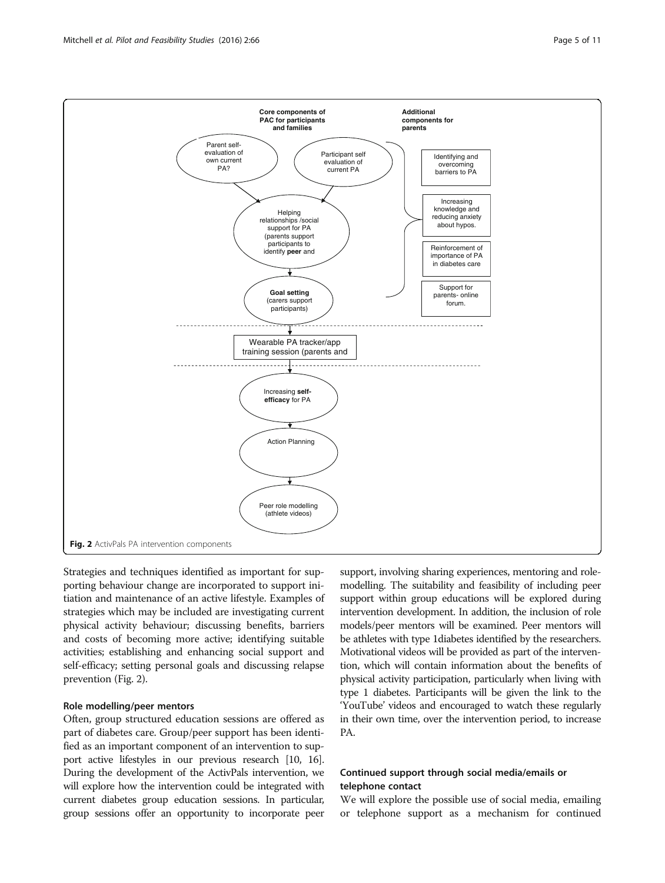Fig. 2 ActivPals PA intervention components

Strategies and techniques identified as important for supporting behaviour change are incorporated to support initiation and maintenance of an active lifestyle. Examples of strategies which may be included are investigating current physical activity behaviour; discussing benefits, barriers and costs of becoming more active; identifying suitable activities; establishing and enhancing social support and self-efficacy; setting personal goals and discussing relapse prevention (Fig. 2).

#### Role modelling/peer mentors

Often, group structured education sessions are offered as part of diabetes care. Group/peer support has been identified as an important component of an intervention to support active lifestyles in our previous research [10, 16]. During the development of the ActivPals intervention, we will explore how the intervention could be integrated with current diabetes group education sessions. In particular, group sessions offer an opportunity to incorporate peer support, involving sharing experiences, mentoring and role-modelling. The suitability and feasibility of including peer support within group educations will be explored during intervention development. In addition, the inclusion of role models/peer mentors will be examined. Peer mentors will be athletes with type 1diabetes identified by the researchers. Motivational videos will be provided as part of the intervention, which will contain information about the benefits of physical activity participation, particularly when living with type 1 diabetes. Participants will be given the link to the 'YouTube' videos and encouraged to watch these regularly in their own time, over the intervention period, to increase PA.

#### Continued support through social media/emails or telephone contact

We will explore the possible use of social media, emailing or telephone support as a mechanism for continued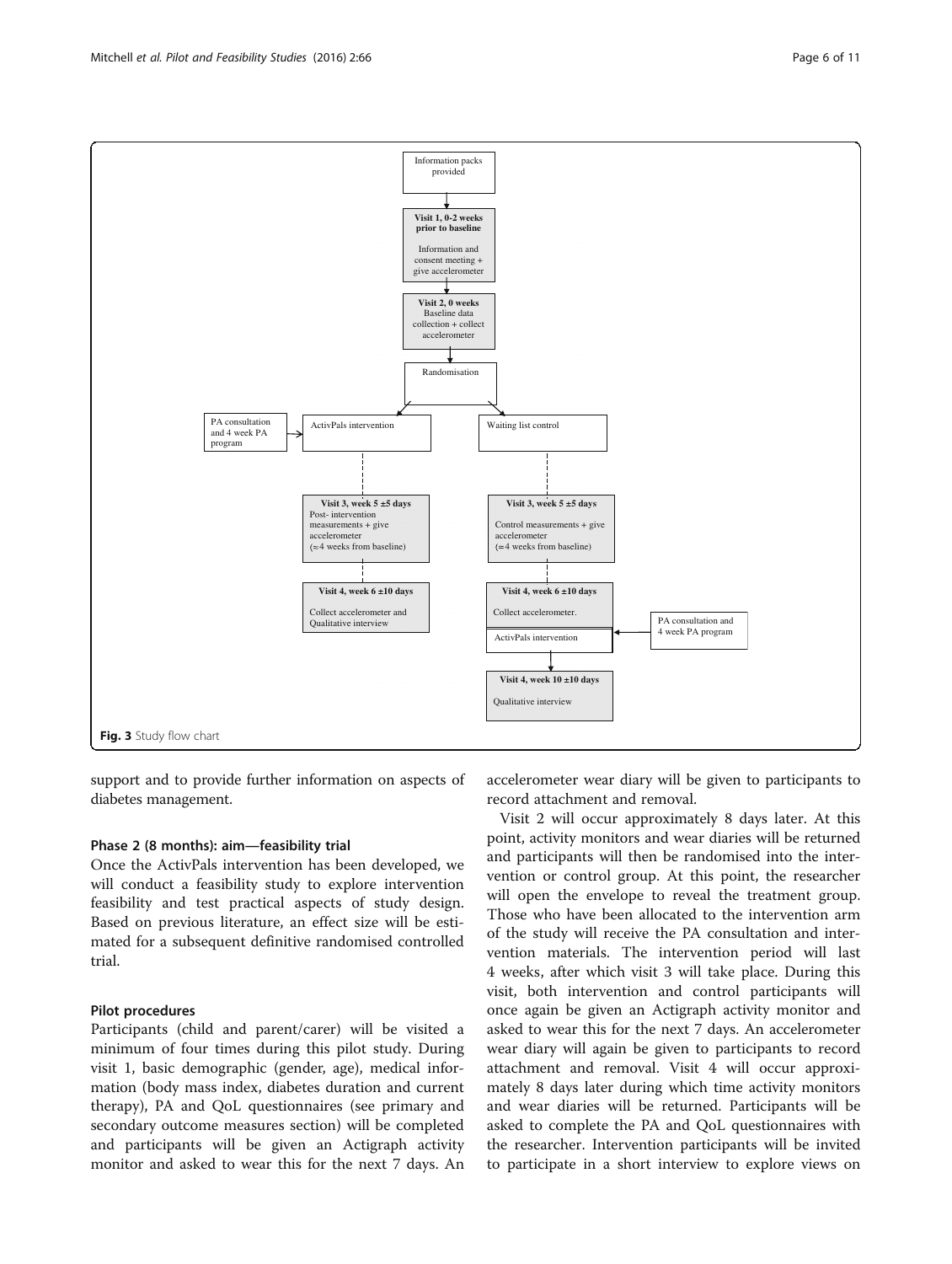Information packs provided

**Visit 1, 0-2 weeks prior to baseline**

Information and consent meeting + give accelerometer

**Visit 2, 0 weeks**

Baseline data collection + collect accelerometer

Randomisation

PA consultation and 4 week PA program → ActivPals intervention

Waiting list control

**Visit 3, week 5 ±5 days**

Post- intervention measurements + give accelerometer (≈4 weeks from baseline)

**Visit 3, week 5 ±5 days**

Control measurements + give accelerometer (≈4 weeks from baseline)

**Visit 4, week 6 ±10 days**

Collect accelerometer and Qualitative interview

**Visit 4, week 6 ±10 days**

Collect accelerometer.

ActivPals intervention ← PA consultation and 4 week PA program

**Visit 4, week 10 ±10 days**

Qualitative interview

**Fig. 3** Study flow chart

support and to provide further information on aspects of diabetes management.

### Phase 2 (8 months): aim—feasibility trial

Once the ActivPals intervention has been developed, we will conduct a feasibility study to explore intervention feasibility and test practical aspects of study design. Based on previous literature, an effect size will be estimated for a subsequent definitive randomised controlled trial.

### Pilot procedures

Participants (child and parent/carer) will be visited a minimum of four times during this pilot study. During visit 1, basic demographic (gender, age), medical information (body mass index, diabetes duration and current therapy), PA and QoL questionnaires (see primary and secondary outcome measures section) will be completed and participants will be given an Actigraph activity monitor and asked to wear this for the next 7 days. An accelerometer wear diary will be given to participants to record attachment and removal.

Visit 2 will occur approximately 8 days later. At this point, activity monitors and wear diaries will be returned and participants will then be randomised into the intervention or control group. At this point, the researcher will open the envelope to reveal the treatment group. Those who have been allocated to the intervention arm of the study will receive the PA consultation and intervention materials. The intervention period will last 4 weeks, after which visit 3 will take place. During this visit, both intervention and control participants will once again be given an Actigraph activity monitor and asked to wear this for the next 7 days. An accelerometer wear diary will again be given to participants to record attachment and removal. Visit 4 will occur approximately 8 days later during which time activity monitors and wear diaries will be returned. Participants will be asked to complete the PA and QoL questionnaires with the researcher. Intervention participants will be invited to participate in a short interview to explore views on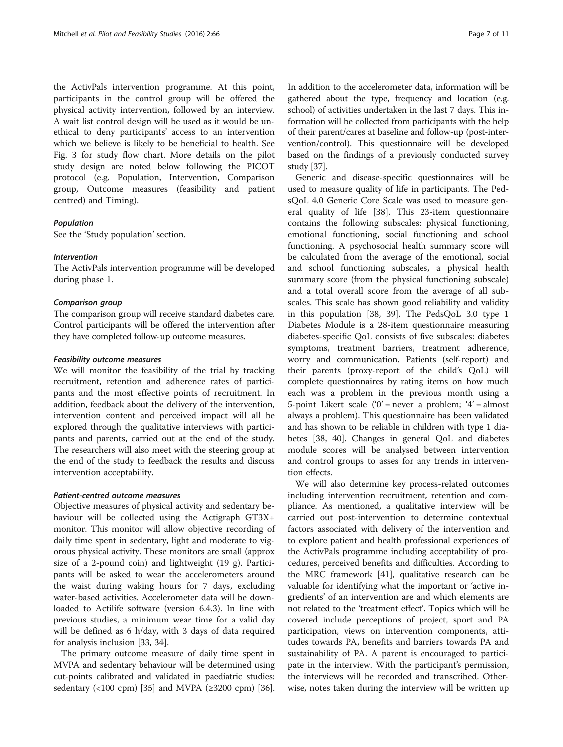the ActivPals intervention programme. At this point, participants in the control group will be offered the physical activity intervention, followed by an interview. A wait list control design will be used as it would be unethical to deny participants' access to an intervention which we believe is likely to be beneficial to health. See Fig. 3 for study flow chart. More details on the pilot study design are noted below following the PICOT protocol (e.g. Population, Intervention, Comparison group, Outcome measures (feasibility and patient centred) and Timing).

#### *Population*

See the 'Study population' section.

#### *Intervention*

The ActivPals intervention programme will be developed during phase 1.

#### *Comparison group*

The comparison group will receive standard diabetes care. Control participants will be offered the intervention after they have completed follow-up outcome measures.

#### *Feasibility outcome measures*

We will monitor the feasibility of the trial by tracking recruitment, retention and adherence rates of participants and the most effective points of recruitment. In addition, feedback about the delivery of the intervention, intervention content and perceived impact will all be explored through the qualitative interviews with participants and parents, carried out at the end of the study. The researchers will also meet with the steering group at the end of the study to feedback the results and discuss intervention acceptability.

#### *Patient-centred outcome measures*

Objective measures of physical activity and sedentary behaviour will be collected using the Actigraph GT3X+ monitor. This monitor will allow objective recording of daily time spent in sedentary, light and moderate to vigorous physical activity. These monitors are small (approx size of a 2-pound coin) and lightweight (19 g). Participants will be asked to wear the accelerometers around the waist during waking hours for 7 days, excluding water-based activities. Accelerometer data will be downloaded to Actilife software (version 6.4.3). In line with previous studies, a minimum wear time for a valid day will be defined as 6 h/day, with 3 days of data required for analysis inclusion [33, 34].

The primary outcome measure of daily time spent in MVPA and sedentary behaviour will be determined using cut-points calibrated and validated in paediatric studies: sedentary (<100 cpm) [35] and MVPA (≥3200 cpm) [36]. In addition to the accelerometer data, information will be gathered about the type, frequency and location (e.g. school) of activities undertaken in the last 7 days. This information will be collected from participants with the help of their parent/cares at baseline and follow-up (post-intervention/control). This questionnaire will be developed based on the findings of a previously conducted survey study [37].

Generic and disease-specific questionnaires will be used to measure quality of life in participants. The PedsQoL 4.0 Generic Core Scale was used to measure general quality of life [38]. This 23-item questionnaire contains the following subscales: physical functioning, emotional functioning, social functioning and school functioning. A psychosocial health summary score will be calculated from the average of the emotional, social and school functioning subscales, a physical health summary score (from the physical functioning subscale) and a total overall score from the average of all subscales. This scale has shown good reliability and validity in this population [38, 39]. The PedsQoL 3.0 type 1 Diabetes Module is a 28-item questionnaire measuring diabetes-specific QoL consists of five subscales: diabetes symptoms, treatment barriers, treatment adherence, worry and communication. Patients (self-report) and their parents (proxy-report of the child's QoL) will complete questionnaires by rating items on how much each was a problem in the previous month using a 5-point Likert scale ('0' = never a problem; '4' = almost always a problem). This questionnaire has been validated and has shown to be reliable in children with type 1 diabetes [38, 40]. Changes in general QoL and diabetes module scores will be analysed between intervention and control groups to asses for any trends in intervention effects.

We will also determine key process-related outcomes including intervention recruitment, retention and compliance. As mentioned, a qualitative interview will be carried out post-intervention to determine contextual factors associated with delivery of the intervention and to explore patient and health professional experiences of the ActivPals programme including acceptability of procedures, perceived benefits and difficulties. According to the MRC framework [41], qualitative research can be valuable for identifying what the important or 'active ingredients' of an intervention are and which elements are not related to the 'treatment effect'. Topics which will be covered include perceptions of project, sport and PA participation, views on intervention components, attitudes towards PA, benefits and barriers towards PA and sustainability of PA. A parent is encouraged to participate in the interview. With the participant's permission, the interviews will be recorded and transcribed. Otherwise, notes taken during the interview will be written up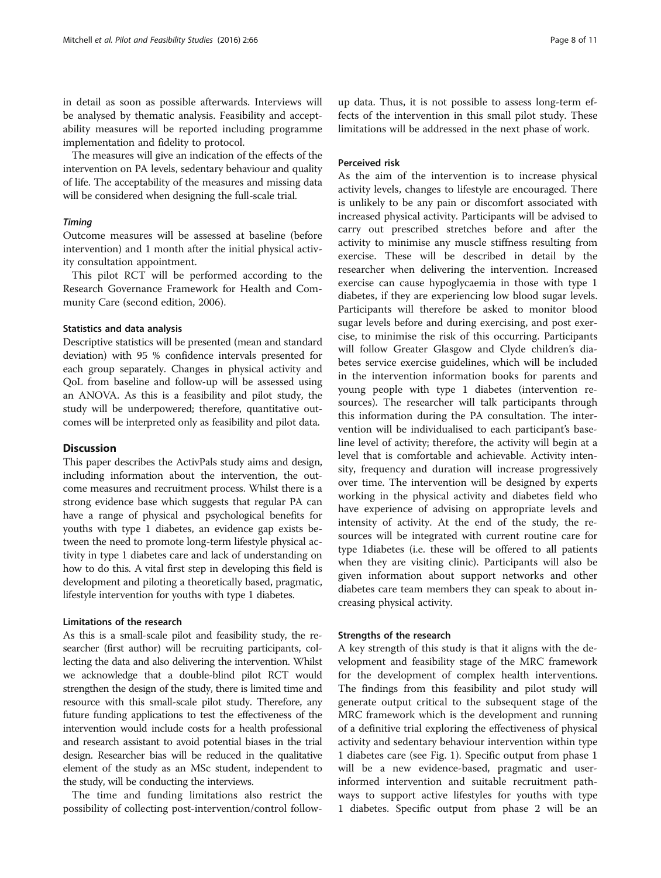in detail as soon as possible afterwards. Interviews will be analysed by thematic analysis. Feasibility and acceptability measures will be reported including programme implementation and fidelity to protocol.

The measures will give an indication of the effects of the intervention on PA levels, sedentary behaviour and quality of life. The acceptability of the measures and missing data will be considered when designing the full-scale trial.

#### *Timing*

Outcome measures will be assessed at baseline (before intervention) and 1 month after the initial physical activity consultation appointment.

This pilot RCT will be performed according to the Research Governance Framework for Health and Community Care (second edition, 2006).

### Statistics and data analysis

Descriptive statistics will be presented (mean and standard deviation) with 95 % confidence intervals presented for each group separately. Changes in physical activity and QoL from baseline and follow-up will be assessed using an ANOVA. As this is a feasibility and pilot study, the study will be underpowered; therefore, quantitative outcomes will be interpreted only as feasibility and pilot data.

## Discussion

This paper describes the ActivPals study aims and design, including information about the intervention, the outcome measures and recruitment process. Whilst there is a strong evidence base which suggests that regular PA can have a range of physical and psychological benefits for youths with type 1 diabetes, an evidence gap exists between the need to promote long-term lifestyle physical activity in type 1 diabetes care and lack of understanding on how to do this. A vital first step in developing this field is development and piloting a theoretically based, pragmatic, lifestyle intervention for youths with type 1 diabetes.

### Limitations of the research

As this is a small-scale pilot and feasibility study, the researcher (first author) will be recruiting participants, collecting the data and also delivering the intervention. Whilst we acknowledge that a double-blind pilot RCT would strengthen the design of the study, there is limited time and resource with this small-scale pilot study. Therefore, any future funding applications to test the effectiveness of the intervention would include costs for a health professional and research assistant to avoid potential biases in the trial design. Researcher bias will be reduced in the qualitative element of the study as an MSc student, independent to the study, will be conducting the interviews.

The time and funding limitations also restrict the possibility of collecting post-intervention/control follow-up data. Thus, it is not possible to assess long-term effects of the intervention in this small pilot study. These limitations will be addressed in the next phase of work.

### Perceived risk

As the aim of the intervention is to increase physical activity levels, changes to lifestyle are encouraged. There is unlikely to be any pain or discomfort associated with increased physical activity. Participants will be advised to carry out prescribed stretches before and after the activity to minimise any muscle stiffness resulting from exercise. These will be described in detail by the researcher when delivering the intervention. Increased exercise can cause hypoglycaemia in those with type 1 diabetes, if they are experiencing low blood sugar levels. Participants will therefore be asked to monitor blood sugar levels before and during exercising, and post exercise, to minimise the risk of this occurring. Participants will follow Greater Glasgow and Clyde children's diabetes service exercise guidelines, which will be included in the intervention information books for parents and young people with type 1 diabetes (intervention resources). The researcher will talk participants through this information during the PA consultation. The intervention will be individualised to each participant's baseline level of activity; therefore, the activity will begin at a level that is comfortable and achievable. Activity intensity, frequency and duration will increase progressively over time. The intervention will be designed by experts working in the physical activity and diabetes field who have experience of advising on appropriate levels and intensity of activity. At the end of the study, the resources will be integrated with current routine care for type 1diabetes (i.e. these will be offered to all patients when they are visiting clinic). Participants will also be given information about support networks and other diabetes care team members they can speak to about increasing physical activity.

### Strengths of the research

A key strength of this study is that it aligns with the development and feasibility stage of the MRC framework for the development of complex health interventions. The findings from this feasibility and pilot study will generate output critical to the subsequent stage of the MRC framework which is the development and running of a definitive trial exploring the effectiveness of physical activity and sedentary behaviour intervention within type 1 diabetes care (see Fig. 1). Specific output from phase 1 will be a new evidence-based, pragmatic and user-informed intervention and suitable recruitment pathways to support active lifestyles for youths with type 1 diabetes. Specific output from phase 2 will be an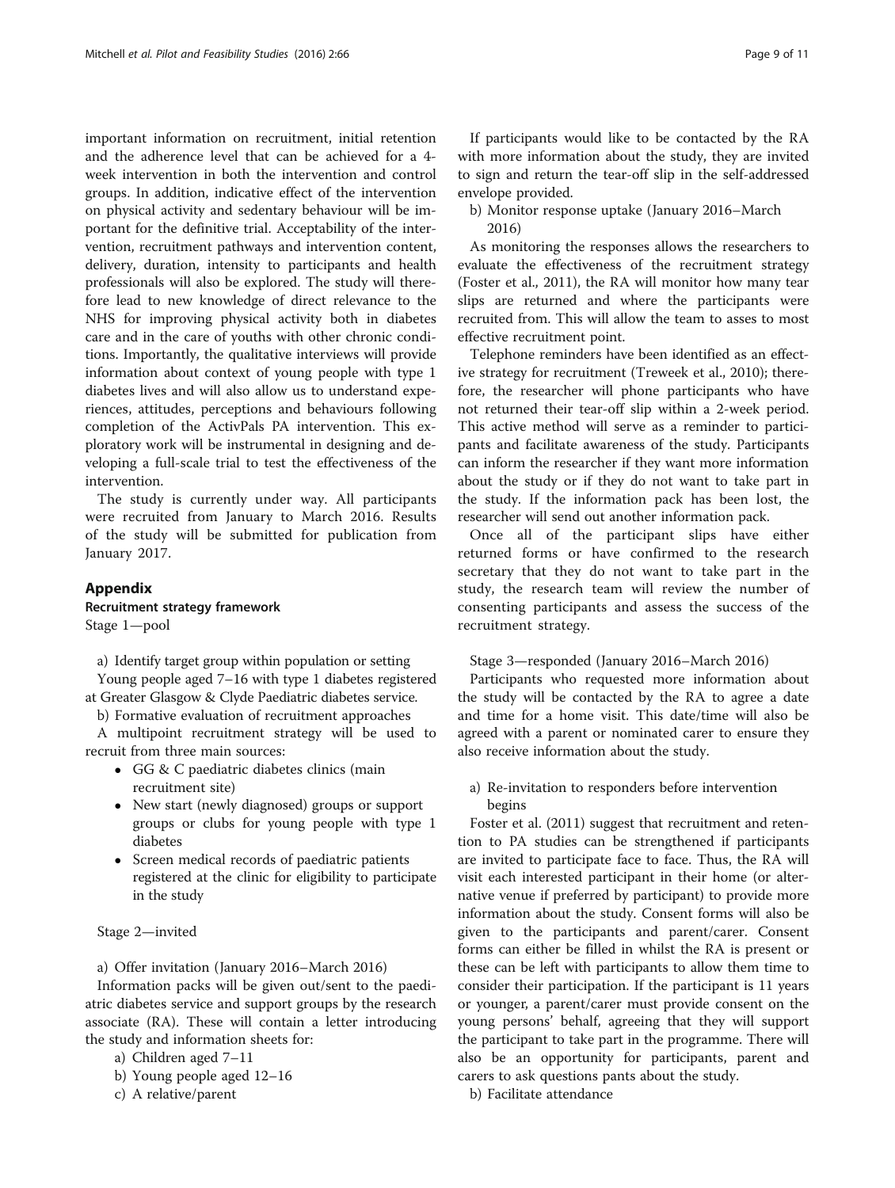important information on recruitment, initial retention and the adherence level that can be achieved for a 4-week intervention in both the intervention and control groups. In addition, indicative effect of the intervention on physical activity and sedentary behaviour will be important for the definitive trial. Acceptability of the intervention, recruitment pathways and intervention content, delivery, duration, intensity to participants and health professionals will also be explored. The study will therefore lead to new knowledge of direct relevance to the NHS for improving physical activity both in diabetes care and in the care of youths with other chronic conditions. Importantly, the qualitative interviews will provide information about context of young people with type 1 diabetes lives and will also allow us to understand experiences, attitudes, perceptions and behaviours following completion of the ActivPals PA intervention. This exploratory work will be instrumental in designing and developing a full-scale trial to test the effectiveness of the intervention.

The study is currently under way. All participants were recruited from January to March 2016. Results of the study will be submitted for publication from January 2017.

## Appendix

### Recruitment strategy framework

Stage 1—pool

a) Identify target group within population or setting

Young people aged 7–16 with type 1 diabetes registered at Greater Glasgow & Clyde Paediatric diabetes service.

b) Formative evaluation of recruitment approaches

A multipoint recruitment strategy will be used to recruit from three main sources:

- GG & C paediatric diabetes clinics (main recruitment site)
- New start (newly diagnosed) groups or support groups or clubs for young people with type 1 diabetes
- Screen medical records of paediatric patients registered at the clinic for eligibility to participate in the study

Stage 2—invited

a) Offer invitation (January 2016–March 2016)

Information packs will be given out/sent to the paediatric diabetes service and support groups by the research associate (RA). These will contain a letter introducing the study and information sheets for:

a) Children aged 7–11
b) Young people aged 12–16
c) A relative/parent

If participants would like to be contacted by the RA with more information about the study, they are invited to sign and return the tear-off slip in the self-addressed envelope provided.

b) Monitor response uptake (January 2016–March 2016)

As monitoring the responses allows the researchers to evaluate the effectiveness of the recruitment strategy (Foster et al., 2011), the RA will monitor how many tear slips are returned and where the participants were recruited from. This will allow the team to asses to most effective recruitment point.

Telephone reminders have been identified as an effective strategy for recruitment (Treweek et al., 2010); therefore, the researcher will phone participants who have not returned their tear-off slip within a 2-week period. This active method will serve as a reminder to participants and facilitate awareness of the study. Participants can inform the researcher if they want more information about the study or if they do not want to take part in the study. If the information pack has been lost, the researcher will send out another information pack.

Once all of the participant slips have either returned forms or have confirmed to the research secretary that they do not want to take part in the study, the research team will review the number of consenting participants and assess the success of the recruitment strategy.

Stage 3—responded (January 2016–March 2016)

Participants who requested more information about the study will be contacted by the RA to agree a date and time for a home visit. This date/time will also be agreed with a parent or nominated carer to ensure they also receive information about the study.

a) Re-invitation to responders before intervention begins

Foster et al. (2011) suggest that recruitment and retention to PA studies can be strengthened if participants are invited to participate face to face. Thus, the RA will visit each interested participant in their home (or alternative venue if preferred by participant) to provide more information about the study. Consent forms will also be given to the participants and parent/carer. Consent forms can either be filled in whilst the RA is present or these can be left with participants to allow them time to consider their participation. If the participant is 11 years or younger, a parent/carer must provide consent on the young persons' behalf, agreeing that they will support the participant to take part in the programme. There will also be an opportunity for participants, parent and carers to ask questions pants about the study.

b) Facilitate attendance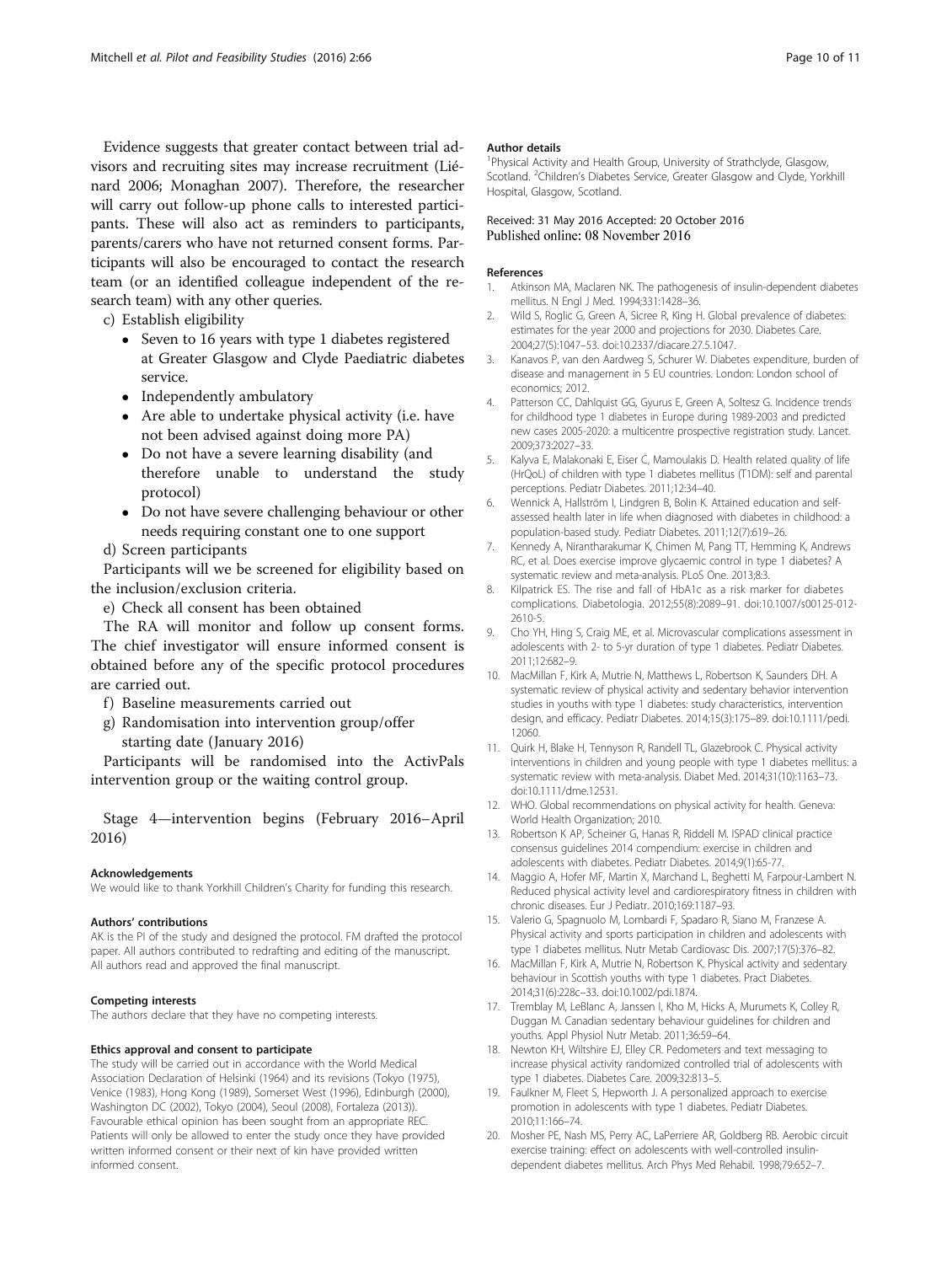Evidence suggests that greater contact between trial advisors and recruiting sites may increase recruitment (Liénard 2006; Monaghan 2007). Therefore, the researcher will carry out follow-up phone calls to interested participants. These will also act as reminders to participants, parents/carers who have not returned consent forms. Participants will also be encouraged to contact the research team (or an identified colleague independent of the research team) with any other queries.

c) Establish eligibility

- Seven to 16 years with type 1 diabetes registered at Greater Glasgow and Clyde Paediatric diabetes service.
- Independently ambulatory
- Are able to undertake physical activity (i.e. have not been advised against doing more PA)
- Do not have a severe learning disability (and therefore unable to understand the study protocol)
- Do not have severe challenging behaviour or other needs requiring constant one to one support

d) Screen participants

Participants will we be screened for eligibility based on the inclusion/exclusion criteria.

e) Check all consent has been obtained

The RA will monitor and follow up consent forms. The chief investigator will ensure informed consent is obtained before any of the specific protocol procedures are carried out.

f) Baseline measurements carried out

g) Randomisation into intervention group/offer starting date (January 2016)

Participants will be randomised into the ActivPals intervention group or the waiting control group.

Stage 4—intervention begins (February 2016–April 2016)

#### Acknowledgements

We would like to thank Yorkhill Children's Charity for funding this research.

#### Authors' contributions

AK is the PI of the study and designed the protocol. FM drafted the protocol paper. All authors contributed to redrafting and editing of the manuscript. All authors read and approved the final manuscript.

#### Competing interests

The authors declare that they have no competing interests.

#### Ethics approval and consent to participate

The study will be carried out in accordance with the World Medical Association Declaration of Helsinki (1964) and its revisions (Tokyo (1975), Venice (1983), Hong Kong (1989), Somerset West (1996), Edinburgh (2000), Washington DC (2002), Tokyo (2004), Seoul (2008), Fortaleza (2013)). Favourable ethical opinion has been sought from an appropriate REC. Patients will only be allowed to enter the study once they have provided written informed consent or their next of kin have provided written informed consent.

#### Author details

[1]Physical Activity and Health Group, University of Strathclyde, Glasgow, Scotland. [2]Children's Diabetes Service, Greater Glasgow and Clyde, Yorkhill Hospital, Glasgow, Scotland.

Received: 31 May 2016 Accepted: 20 October 2016
Published online: 08 November 2016

#### References

1. Atkinson MA, Maclaren NK. The pathogenesis of insulin-dependent diabetes mellitus. N Engl J Med. 1994;331:1428–36.
2. Wild S, Roglic G, Green A, Sicree R, King H. Global prevalence of diabetes: estimates for the year 2000 and projections for 2030. Diabetes Care. 2004;27(5):1047–53. doi:10.2337/diacare.27.5.1047.
3. Kanavos P, van den Aardweg S, Schurer W. Diabetes expenditure, burden of disease and management in 5 EU countries. London: London school of economics; 2012.
4. Patterson CC, Dahlquist GG, Gyurus E, Green A, Soltesz G. Incidence trends for childhood type 1 diabetes in Europe during 1989-2003 and predicted new cases 2005-2020: a multicentre prospective registration study. Lancet. 2009;373:2027–33.
5. Kalyva E, Malakonaki E, Eiser C, Mamoulakis D. Health related quality of life (HrQoL) of children with type 1 diabetes mellitus (T1DM): self and parental perceptions. Pediatr Diabetes. 2011;12:34–40.
6. Wennick A, Hallström I, Lindgren B, Bolin K. Attained education and self-assessed health later in life when diagnosed with diabetes in childhood: a population-based study. Pediatr Diabetes. 2011;12(7):619–26.
7. Kennedy A, Nirantharakumar K, Chimen M, Pang TT, Hemming K, Andrews RC, et al. Does exercise improve glycaemic control in type 1 diabetes? A systematic review and meta-analysis. PLoS One. 2013;8:3.
8. Kilpatrick ES. The rise and fall of HbA1c as a risk marker for diabetes complications. Diabetologia. 2012;55(8):2089–91. doi:10.1007/s00125-012-2610-5.
9. Cho YH, Hing S, Craig ME, et al. Microvascular complications assessment in adolescents with 2- to 5-yr duration of type 1 diabetes. Pediatr Diabetes. 2011;12:682–9.
10. MacMillan F, Kirk A, Mutrie N, Matthews L, Robertson K, Saunders DH. A systematic review of physical activity and sedentary behavior intervention studies in youths with type 1 diabetes: study characteristics, intervention design, and efficacy. Pediatr Diabetes. 2014;15(3):175–89. doi:10.1111/pedi.12060.
11. Quirk H, Blake H, Tennyson R, Randell TL, Glazebrook C. Physical activity interventions in children and young people with type 1 diabetes mellitus: a systematic review with meta-analysis. Diabet Med. 2014;31(10):1163–73. doi:10.1111/dme.12531.
12. WHO. Global recommendations on physical activity for health. Geneva: World Health Organization; 2010.
13. Robertson K AP, Scheiner G, Hanas R, Riddell M. ISPAD clinical practice consensus guidelines 2014 compendium: exercise in children and adolescents with diabetes. Pediatr Diabetes. 2014;9(1):65-77.
14. Maggio A, Hofer MF, Martin X, Marchand L, Beghetti M, Farpour-Lambert N. Reduced physical activity level and cardiorespiratory fitness in children with chronic diseases. Eur J Pediatr. 2010;169:1187–93.
15. Valerio G, Spagnuolo M, Lombardi F, Spadaro R, Siano M, Franzese A. Physical activity and sports participation in children and adolescents with type 1 diabetes mellitus. Nutr Metab Cardiovasc Dis. 2007;17(5):376–82.
16. MacMillan F, Kirk A, Mutrie N, Robertson K. Physical activity and sedentary behaviour in Scottish youths with type 1 diabetes. Pract Diabetes. 2014;31(6):228c–33. doi:10.1002/pdi.1874.
17. Tremblay M, LeBlanc A, Janssen I, Kho M, Hicks A, Murumets K, Colley R, Duggan M. Canadian sedentary behaviour guidelines for children and youths. Appl Physiol Nutr Metab. 2011;36:59–64.
18. Newton KH, Wiltshire EJ, Elley CR. Pedometers and text messaging to increase physical activity randomized controlled trial of adolescents with type 1 diabetes. Diabetes Care. 2009;32:813–5.
19. Faulkner M, Fleet S, Hepworth J. A personalized approach to exercise promotion in adolescents with type 1 diabetes. Pediatr Diabetes. 2010;11:166–74.
20. Mosher PE, Nash MS, Perry AC, LaPerriere AR, Goldberg RB. Aerobic circuit exercise training: effect on adolescents with well-controlled insulin-dependent diabetes mellitus. Arch Phys Med Rehabil. 1998;79:652–7.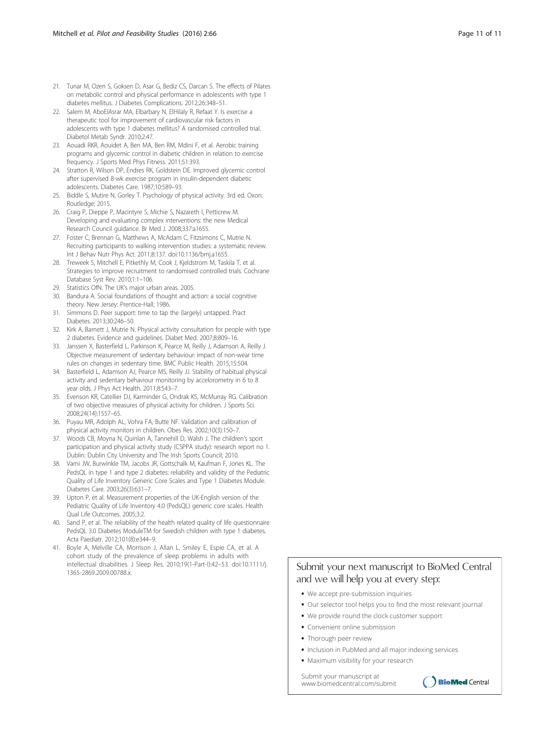21. Tunar M, Ozen S, Goksen D, Asar G, Bediz CS, Darcan S. The effects of Pilates on metabolic control and physical performance in adolescents with type 1 diabetes mellitus. J Diabetes Complications. 2012;26:348–51.
22. Salem M, AboElAsrar MA, Elbarbary N, ElHilaly R, Refaat Y. Is exercise a therapeutic tool for improvement of cardiovascular risk factors in adolescents with type 1 diabetes mellitus? A randomised controlled trial. Diabetol Metab Syndr. 2010;2:47.
23. Aouadi RKR, Aouidet A, Ben MA, Ben RM, Mdini F, et al. Aerobic training programs and glycemic control in diabetic children in relation to exercise frequency. J Sports Med Phys Fitness. 2011;51:393.
24. Stratton R, Wilson DP, Endres RK, Goldstein DE. Improved glycemic control after supervised 8-wk exercise program in insulin-dependent diabetic adolescents. Diabetes Care. 1987;10:589–93.
25. Biddle S, Mutire N, Gorley T. Psychology of physical activity. 3rd ed. Oxon: Routledge; 2015.
26. Craig P, Dieppe P, Macintyre S, Michie S, Nazareth I, Petticrew M. Developing and evaluating complex interventions: the new Medical Research Council guidance. Br Med J. 2008;337:a1655.
27. Foster C, Brennan G, Matthews A, McAdam C, Fitzsimons C, Mutrie N. Recruiting participants to walking intervention studies: a systematic review. Int J Behav Nutr Phys Act. 2011;8:137. doi:10.1136/bmj.a1655.
28. Treweek S, Mitchell E, Pitkethly M, Cook J, Kjeldstrom M, Taskila T, et al. Strategies to improve recruitment to randomised controlled trials. Cochrane Database Syst Rev. 2010;1:1–106.
29. Statistics OfN. The UK's major urban areas. 2005.
30. Bandura A. Social foundations of thought and action: a social cognitive theory. New Jersey: Prentice-Hall; 1986.
31. Simmons D. Peer support: time to tap the (largely) untapped. Pract Diabetes. 2013;30:246–50.
32. Kirk A, Barnett J, Mutrie N. Physical activity consultation for people with type 2 diabetes. Evidence and guidelines. Diabet Med. 2007;8:809–16.
33. Janssen X, Basterfield L, Parkinson K, Pearce M, Reilly J, Adamson A, Reilly J. Objective measurement of sedentary behaviour: impact of non-wear time rules on changes in sedentary time. BMC Public Health. 2015;15:504.
34. Basterfield L, Adamson AJ, Pearce MS, Reilly JJ. Stability of habitual physical activity and sedentary behaviour monitoring by accelerometry in 6 to 8 year olds. J Phys Act Health. 2011;8:543–7.
35. Evenson KR, Catellier DJ, Karminder G, Ondrak KS, McMurray RG. Calibration of two objective measures of physical activity for children. J Sports Sci. 2008;24(14):1557–65.
36. Puyau MR, Adolph AL, Vohra FA, Butte NF. Validation and calibration of physical activity monitors in children. Obes Res. 2002;10(3):150–7.
37. Woods CB, Moyna N, Quinlan A, Tannehill D, Walsh J. The children's sport participation and physical activity study (CSPPA study): research report no 1. Dublin: Dublin City University and The Irish Sports Council; 2010.
38. Varni JW, Burwinkle TM, Jacobs JR, Gottschalk M, Kaufman F, Jones KL. The PedsQL in type 1 and type 2 diabetes: reliability and validity of the Pediatric Quality of Life Inventory Generic Core Scales and Type 1 Diabetes Module. Diabetes Care. 2003;26(3):631–7.
39. Upton P, et al. Measurement properties of the UK-English version of the Pediatric Quality of Life Inventory 4.0 (PedsQL) generic core scales. Health Qual Life Outcomes. 2005;3:2.
40. Sand P, et al. The reliability of the health related quality of life questionnaire PedsQL 3.0 Diabetes ModuleTM for Swedish children with type 1 diabetes. Acta Paediatr. 2012;101(8):e344–9.
41. Boyle A, Melville CA, Morrison J, Allan L, Smiley E, Espie CA, et al. A cohort study of the prevalence of sleep problems in adults with intellectual disabilities. J Sleep Res. 2010;19(1-Part-I):42–53. doi:10.1111/j.1365-2869.2009.00788.x.

Submit your next manuscript to BioMed Central and we will help you at every step:

- We accept pre-submission inquiries
- Our selector tool helps you to find the most relevant journal
- We provide round the clock customer support
- Convenient online submission
- Thorough peer review
- Inclusion in PubMed and all major indexing services
- Maximum visibility for your research

Submit your manuscript at www.biomedcentral.com/submit

BioMed Central